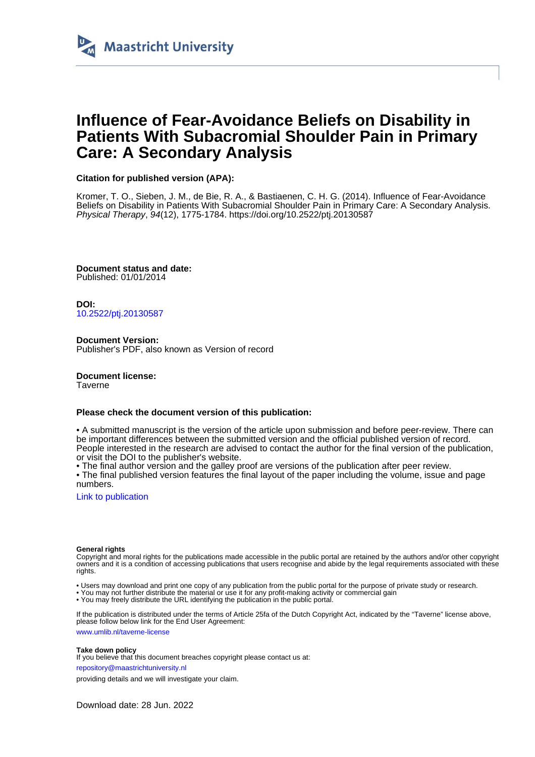Maastricht University

# Influence of Fear-Avoidance Beliefs on Disability in Patients With Subacromial Shoulder Pain in Primary Care: A Secondary Analysis

**Citation for published version (APA):**

Kromer, T. O., Sieben, J. M., de Bie, R. A., & Bastiaenen, C. H. G. (2014). Influence of Fear-Avoidance Beliefs on Disability in Patients With Subacromial Shoulder Pain in Primary Care: A Secondary Analysis. *Physical Therapy*, *94*(12), 1775-1784. https://doi.org/10.2522/ptj.20130587

**Document status and date:**
Published: 01/01/2014

**DOI:**
10.2522/ptj.20130587

**Document Version:**
Publisher's PDF, also known as Version of record

**Document license:**
Taverne

**Please check the document version of this publication:**

• A submitted manuscript is the version of the article upon submission and before peer-review. There can be important differences between the submitted version and the official published version of record. People interested in the research are advised to contact the author for the final version of the publication, or visit the DOI to the publisher's website.
• The final author version and the galley proof are versions of the publication after peer review.
• The final published version features the final layout of the paper including the volume, issue and page numbers.

Link to publication

**General rights**
Copyright and moral rights for the publications made accessible in the public portal are retained by the authors and/or other copyright owners and it is a condition of accessing publications that users recognise and abide by the legal requirements associated with these rights.

• Users may download and print one copy of any publication from the public portal for the purpose of private study or research.
• You may not further distribute the material or use it for any profit-making activity or commercial gain
• You may freely distribute the URL identifying the publication in the public portal.

If the publication is distributed under the terms of Article 25fa of the Dutch Copyright Act, indicated by the "Taverne" license above, please follow below link for the End User Agreement:

www.umlib.nl/taverne-license

**Take down policy**
If you believe that this document breaches copyright please contact us at:

repository@maastrichtuniversity.nl

providing details and we will investigate your claim.

Download date: 28 Jun. 2022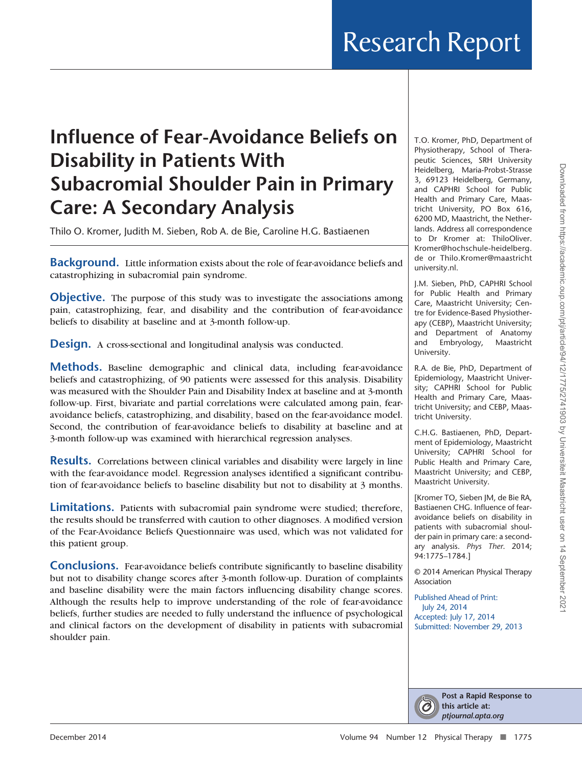# Influence of Fear-Avoidance Beliefs on Disability in Patients With Subacromial Shoulder Pain in Primary Care: A Secondary Analysis

Thilo O. Kromer, Judith M. Sieben, Rob A. de Bie, Caroline H.G. Bastiaenen

**Background.** Little information exists about the role of fear-avoidance beliefs and catastrophizing in subacromial pain syndrome.

**Objective.** The purpose of this study was to investigate the associations among pain, catastrophizing, fear, and disability and the contribution of fear-avoidance beliefs to disability at baseline and at 3-month follow-up.

**Design.** A cross-sectional and longitudinal analysis was conducted.

**Methods.** Baseline demographic and clinical data, including fear-avoidance beliefs and catastrophizing, of 90 patients were assessed for this analysis. Disability was measured with the Shoulder Pain and Disability Index at baseline and at 3-month follow-up. First, bivariate and partial correlations were calculated among pain, fear-avoidance beliefs, catastrophizing, and disability, based on the fear-avoidance model. Second, the contribution of fear-avoidance beliefs to disability at baseline and at 3-month follow-up was examined with hierarchical regression analyses.

**Results.** Correlations between clinical variables and disability were largely in line with the fear-avoidance model. Regression analyses identified a significant contribution of fear-avoidance beliefs to baseline disability but not to disability at 3 months.

**Limitations.** Patients with subacromial pain syndrome were studied; therefore, the results should be transferred with caution to other diagnoses. A modified version of the Fear-Avoidance Beliefs Questionnaire was used, which was not validated for this patient group.

**Conclusions.** Fear-avoidance beliefs contribute significantly to baseline disability but not to disability change scores after 3-month follow-up. Duration of complaints and baseline disability were the main factors influencing disability change scores. Although the results help to improve understanding of the role of fear-avoidance beliefs, further studies are needed to fully understand the influence of psychological and clinical factors on the development of disability in patients with subacromial shoulder pain.

T.O. Kromer, PhD, Department of Physiotherapy, School of Therapeutic Sciences, SRH University Heidelberg, Maria-Probst-Strasse 3, 69123 Heidelberg, Germany, and CAPHRI School for Public Health and Primary Care, Maastricht University, PO Box 616, 6200 MD, Maastricht, the Netherlands. Address all correspondence to Dr Kromer at: ThiloOliver.Kromer@hochschule-heidelberg.de or Thilo.Kromer@maastrichtuniversity.nl.

J.M. Sieben, PhD, CAPHRI School for Public Health and Primary Care, Maastricht University; Centre for Evidence-Based Physiotherapy (CEBP), Maastricht University; and Department of Anatomy and Embryology, Maastricht University.

R.A. de Bie, PhD, Department of Epidemiology, Maastricht University; CAPHRI School for Public Health and Primary Care, Maastricht University; and CEBP, Maastricht University.

C.H.G. Bastiaenen, PhD, Department of Epidemiology, Maastricht University; CAPHRI School for Public Health and Primary Care, Maastricht University; and CEBP, Maastricht University.

[Kromer TO, Sieben JM, de Bie RA, Bastiaenen CHG. Influence of fear-avoidance beliefs on disability in patients with subacromial shoulder pain in primary care: a secondary analysis. *Phys Ther.* 2014; 94:1775–1784.]

© 2014 American Physical Therapy Association

Published Ahead of Print: July 24, 2014
Accepted: July 17, 2014
Submitted: November 29, 2013

**Post a Rapid Response to this article at:** ***ptjournal.apta.org***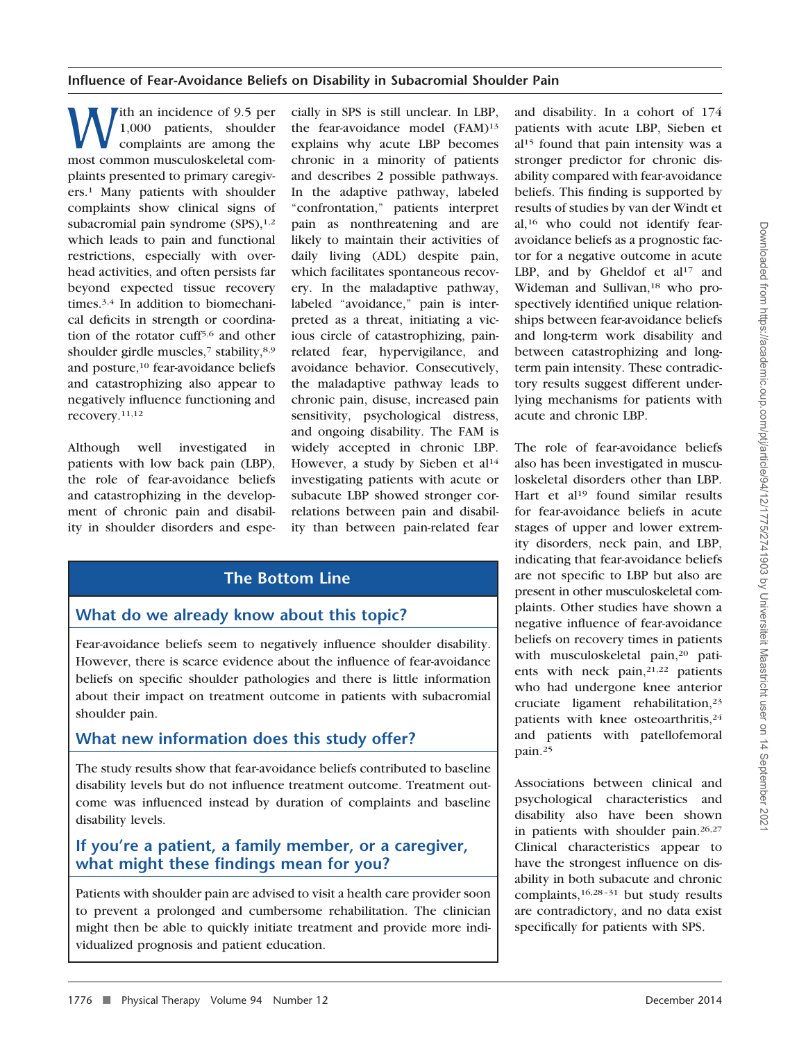With an incidence of 9.5 per 1,000 patients, shoulder complaints are among the most common musculoskeletal complaints presented to primary caregivers.[1] Many patients with shoulder complaints show clinical signs of subacromial pain syndrome (SPS),[1,2] which leads to pain and functional restrictions, especially with overhead activities, and often persists far beyond expected tissue recovery times.[3,4] In addition to biomechanical deficits in strength or coordination of the rotator cuff[5,6] and other shoulder girdle muscles,[7] stability,[8,9] and posture,[10] fear-avoidance beliefs and catastrophizing also appear to negatively influence functioning and recovery.[11,12]

Although well investigated in patients with low back pain (LBP), the role of fear-avoidance beliefs and catastrophizing in the development of chronic pain and disability in shoulder disorders and especially in SPS is still unclear. In LBP, the fear-avoidance model (FAM)[13] explains why acute LBP becomes chronic in a minority of patients and describes 2 possible pathways. In the adaptive pathway, labeled "confrontation," patients interpret pain as nonthreatening and are likely to maintain their activities of daily living (ADL) despite pain, which facilitates spontaneous recovery. In the maladaptive pathway, labeled "avoidance," pain is interpreted as a threat, initiating a vicious circle of catastrophizing, pain-related fear, hypervigilance, and avoidance behavior. Consecutively, the maladaptive pathway leads to chronic pain, disuse, increased pain sensitivity, psychological distress, and ongoing disability. The FAM is widely accepted in chronic LBP. However, a study by Sieben et al[14] investigating patients with acute or subacute LBP showed stronger correlations between pain and disability than between pain-related fear and disability. In a cohort of 174 patients with acute LBP, Sieben et al[15] found that pain intensity was a stronger predictor for chronic disability compared with fear-avoidance beliefs. This finding is supported by results of studies by van der Windt et al,[16] who could not identify fear-avoidance beliefs as a prognostic factor for a negative outcome in acute LBP, and by Gheldof et al[17] and Wideman and Sullivan,[18] who prospectively identified unique relationships between fear-avoidance beliefs and long-term work disability and between catastrophizing and long-term pain intensity. These contradictory results suggest different underlying mechanisms for patients with acute and chronic LBP.

The role of fear-avoidance beliefs also has been investigated in musculoskeletal disorders other than LBP. Hart et al[19] found similar results for fear-avoidance beliefs in acute stages of upper and lower extremity disorders, neck pain, and LBP, indicating that fear-avoidance beliefs are not specific to LBP but also are present in other musculoskeletal complaints. Other studies have shown a negative influence of fear-avoidance beliefs on recovery times in patients with musculoskeletal pain,[20] patients with neck pain,[21,22] patients who had undergone knee anterior cruciate ligament rehabilitation,[23] patients with knee osteoarthritis,[24] and patients with patellofemoral pain.[25]

Associations between clinical and psychological characteristics and disability also have been shown in patients with shoulder pain.[26,27] Clinical characteristics appear to have the strongest influence on disability in both subacute and chronic complaints,[16,28–31] but study results are contradictory, and no data exist specifically for patients with SPS.

## The Bottom Line

### What do we already know about this topic?

Fear-avoidance beliefs seem to negatively influence shoulder disability. However, there is scarce evidence about the influence of fear-avoidance beliefs on specific shoulder pathologies and there is little information about their impact on treatment outcome in patients with subacromial shoulder pain.

### What new information does this study offer?

The study results show that fear-avoidance beliefs contributed to baseline disability levels but do not influence treatment outcome. Treatment outcome was influenced instead by duration of complaints and baseline disability levels.

### If you're a patient, a family member, or a caregiver, what might these findings mean for you?

Patients with shoulder pain are advised to visit a health care provider soon to prevent a prolonged and cumbersome rehabilitation. The clinician might then be able to quickly initiate treatment and provide more individualized prognosis and patient education.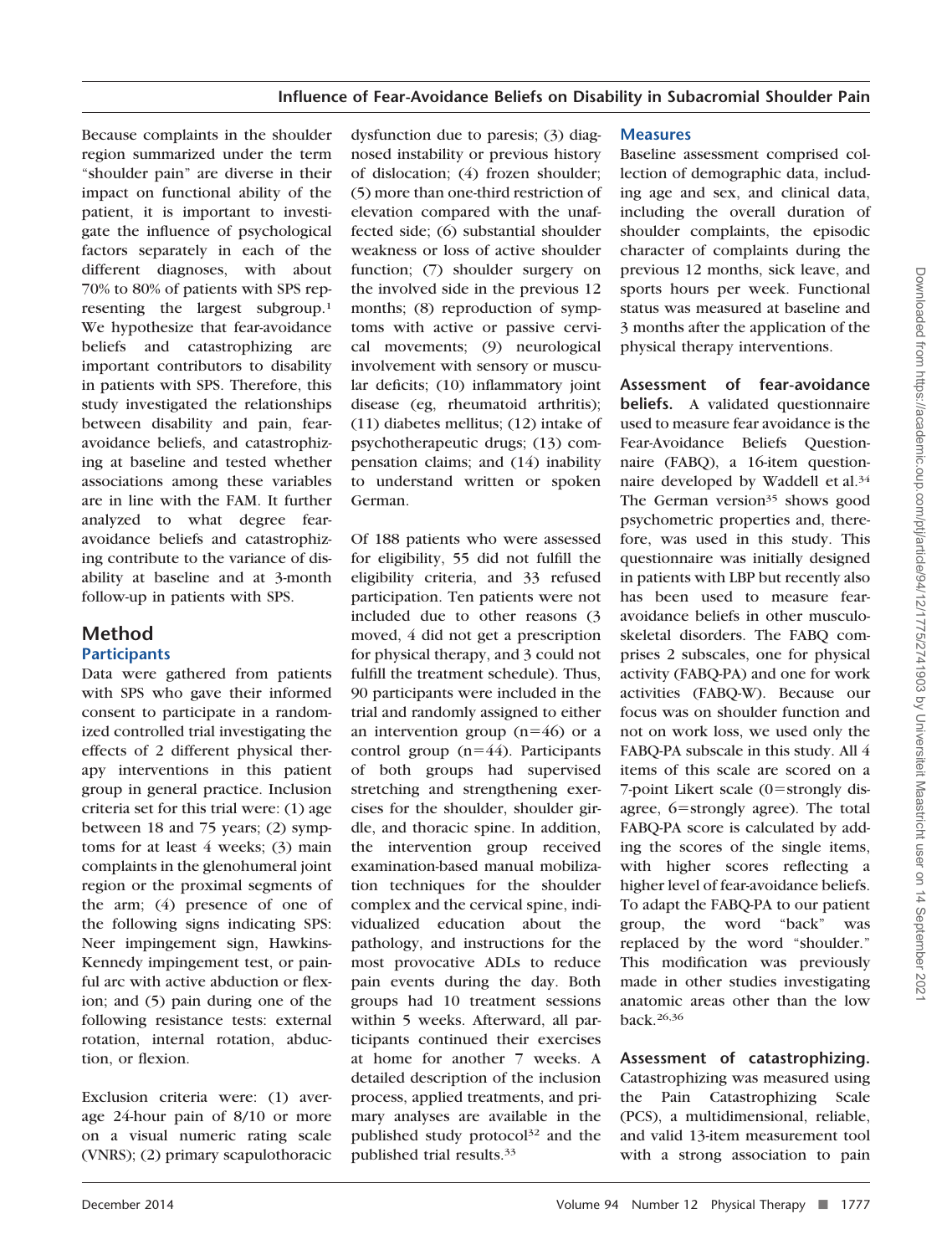Because complaints in the shoulder region summarized under the term "shoulder pain" are diverse in their impact on functional ability of the patient, it is important to investigate the influence of psychological factors separately in each of the different diagnoses, with about 70% to 80% of patients with SPS representing the largest subgroup.[1] We hypothesize that fear-avoidance beliefs and catastrophizing are important contributors to disability in patients with SPS. Therefore, this study investigated the relationships between disability and pain, fear-avoidance beliefs, and catastrophizing at baseline and tested whether associations among these variables are in line with the FAM. It further analyzed to what degree fear-avoidance beliefs and catastrophizing contribute to the variance of disability at baseline and at 3-month follow-up in patients with SPS.

## Method

### Participants

Data were gathered from patients with SPS who gave their informed consent to participate in a randomized controlled trial investigating the effects of 2 different physical therapy interventions in this patient group in general practice. Inclusion criteria set for this trial were: (1) age between 18 and 75 years; (2) symptoms for at least 4 weeks; (3) main complaints in the glenohumeral joint region or the proximal segments of the arm; (4) presence of one of the following signs indicating SPS: Neer impingement sign, Hawkins-Kennedy impingement test, or painful arc with active abduction or flexion; and (5) pain during one of the following resistance tests: external rotation, internal rotation, abduction, or flexion.

Exclusion criteria were: (1) average 24-hour pain of 8/10 or more on a visual numeric rating scale (VNRS); (2) primary scapulothoracic dysfunction due to paresis; (3) diagnosed instability or previous history of dislocation; (4) frozen shoulder; (5) more than one-third restriction of elevation compared with the unaffected side; (6) substantial shoulder weakness or loss of active shoulder function; (7) shoulder surgery on the involved side in the previous 12 months; (8) reproduction of symptoms with active or passive cervical movements; (9) neurological involvement with sensory or muscular deficits; (10) inflammatory joint disease (eg, rheumatoid arthritis); (11) diabetes mellitus; (12) intake of psychotherapeutic drugs; (13) compensation claims; and (14) inability to understand written or spoken German.

Of 188 patients who were assessed for eligibility, 55 did not fulfill the eligibility criteria, and 33 refused participation. Ten patients were not included due to other reasons (3 moved, 4 did not get a prescription for physical therapy, and 3 could not fulfill the treatment schedule). Thus, 90 participants were included in the trial and randomly assigned to either an intervention group (n=46) or a control group (n=44). Participants of both groups had supervised stretching and strengthening exercises for the shoulder, shoulder girdle, and thoracic spine. In addition, the intervention group received examination-based manual mobilization techniques for the shoulder complex and the cervical spine, individualized education about the pathology, and instructions for the most provocative ADLs to reduce pain events during the day. Both groups had 10 treatment sessions within 5 weeks. Afterward, all participants continued their exercises at home for another 7 weeks. A detailed description of the inclusion process, applied treatments, and primary analyses are available in the published study protocol[32] and the published trial results.[33]

### Measures

Baseline assessment comprised collection of demographic data, including age and sex, and clinical data, including the overall duration of shoulder complaints, the episodic character of complaints during the previous 12 months, sick leave, and sports hours per week. Functional status was measured at baseline and 3 months after the application of the physical therapy interventions.

**Assessment of fear-avoidance beliefs.** A validated questionnaire used to measure fear avoidance is the Fear-Avoidance Beliefs Questionnaire (FABQ), a 16-item questionnaire developed by Waddell et al.[34] The German version[35] shows good psychometric properties and, therefore, was used in this study. This questionnaire was initially designed in patients with LBP but recently also has been used to measure fear-avoidance beliefs in other musculoskeletal disorders. The FABQ comprises 2 subscales, one for physical activity (FABQ-PA) and one for work activities (FABQ-W). Because our focus was on shoulder function and not on work loss, we used only the FABQ-PA subscale in this study. All 4 items of this scale are scored on a 7-point Likert scale (0=strongly disagree, 6=strongly agree). The total FABQ-PA score is calculated by adding the scores of the single items, with higher scores reflecting a higher level of fear-avoidance beliefs. To adapt the FABQ-PA to our patient group, the word "back" was replaced by the word "shoulder." This modification was previously made in other studies investigating anatomic areas other than the low back.[26,36]

**Assessment of catastrophizing.** Catastrophizing was measured using the Pain Catastrophizing Scale (PCS), a multidimensional, reliable, and valid 13-item measurement tool with a strong association to pain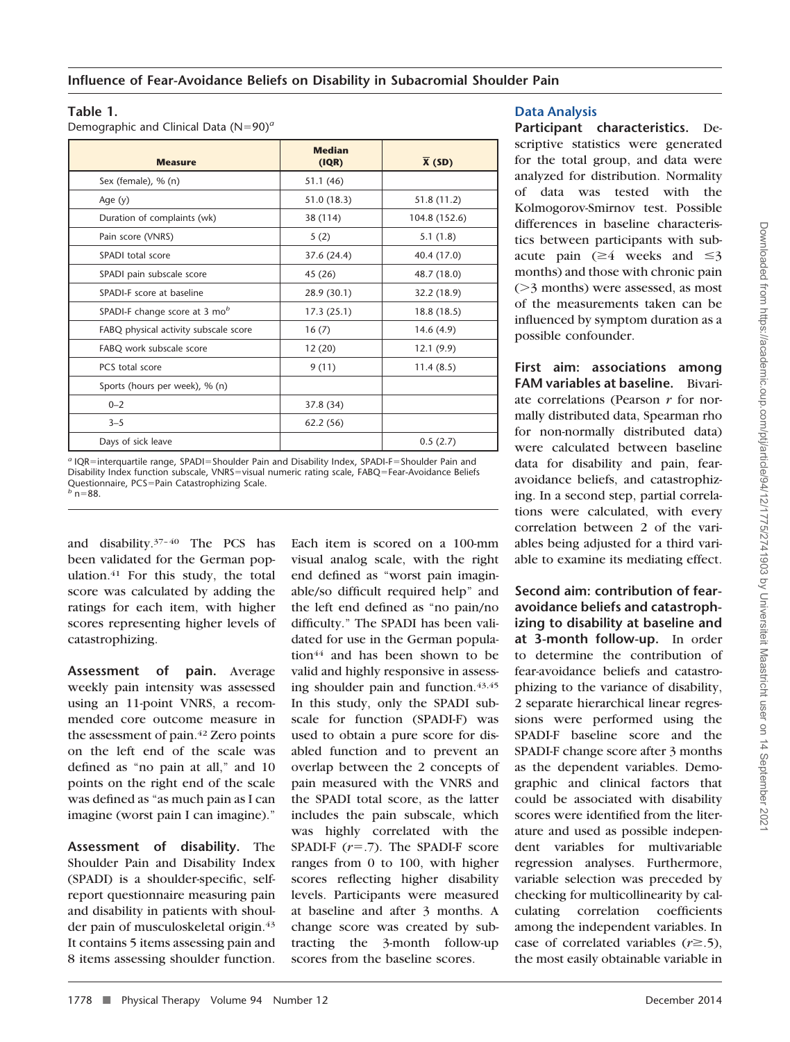**Table 1.**
Demographic and Clinical Data (N=90)[a]

| Measure | Median (IQR) | X̄ (SD) |
|---|---|---|
| Sex (female), % (n) | 51.1 (46) | |
| Age (y) | 51.0 (18.3) | 51.8 (11.2) |
| Duration of complaints (wk) | 38 (114) | 104.8 (152.6) |
| Pain score (VNRS) | 5 (2) | 5.1 (1.8) |
| SPADI total score | 37.6 (24.4) | 40.4 (17.0) |
| SPADI pain subscale score | 45 (26) | 48.7 (18.0) |
| SPADI-F score at baseline | 28.9 (30.1) | 32.2 (18.9) |
| SPADI-F change score at 3 mo[b] | 17.3 (25.1) | 18.8 (18.5) |
| FABQ physical activity subscale score | 16 (7) | 14.6 (4.9) |
| FABQ work subscale score | 12 (20) | 12.1 (9.9) |
| PCS total score | 9 (11) | 11.4 (8.5) |
| Sports (hours per week), % (n) | | |
| 0–2 | 37.8 (34) | |
| 3–5 | 62.2 (56) | |
| Days of sick leave | | 0.5 (2.7) |

[a] IQR=interquartile range, SPADI=Shoulder Pain and Disability Index, SPADI-F=Shoulder Pain and Disability Index function subscale, VNRS=visual numeric rating scale, FABQ=Fear-Avoidance Beliefs Questionnaire, PCS=Pain Catastrophizing Scale.
[b] n=88.

and disability.[37–40] The PCS has been validated for the German population.[41] For this study, the total score was calculated by adding the ratings for each item, with higher scores representing higher levels of catastrophizing.

**Assessment of pain.** Average weekly pain intensity was assessed using an 11-point VNRS, a recommended core outcome measure in the assessment of pain.[42] Zero points on the left end of the scale was defined as "no pain at all," and 10 points on the right end of the scale was defined as "as much pain as I can imagine (worst pain I can imagine)."

**Assessment of disability.** The Shoulder Pain and Disability Index (SPADI) is a shoulder-specific, self-report questionnaire measuring pain and disability in patients with shoulder pain of musculoskeletal origin.[43] It contains 5 items assessing pain and 8 items assessing shoulder function. Each item is scored on a 100-mm visual analog scale, with the right end defined as "worst pain imaginable/so difficult required help" and the left end defined as "no pain/no difficulty." The SPADI has been validated for use in the German population[44] and has been shown to be valid and highly responsive in assessing shoulder pain and function.[43,45] In this study, only the SPADI subscale for function (SPADI-F) was used to obtain a pure score for disabled function and to prevent an overlap between the 2 concepts of pain measured with the VNRS and the SPADI total score, as the latter includes the pain subscale, which was highly correlated with the SPADI-F ($r$=.7). The SPADI-F score ranges from 0 to 100, with higher scores reflecting higher disability levels. Participants were measured at baseline and after 3 months. A change score was created by subtracting the 3-month follow-up scores from the baseline scores.

## Data Analysis

**Participant characteristics.** Descriptive statistics were generated for the total group, and data were analyzed for distribution. Normality of data was tested with the Kolmogorov-Smirnov test. Possible differences in baseline characteristics between participants with subacute pain (≥4 weeks and ≤3 months) and those with chronic pain (>3 months) were assessed, as most of the measurements taken can be influenced by symptom duration as a possible confounder.

**First aim: associations among FAM variables at baseline.** Bivariate correlations (Pearson $r$ for normally distributed data, Spearman rho for non-normally distributed data) were calculated between baseline data for disability and pain, fear-avoidance beliefs, and catastrophizing. In a second step, partial correlations were calculated, with every correlation between 2 of the variables being adjusted for a third variable to examine its mediating effect.

**Second aim: contribution of fear-avoidance beliefs and catastrophizing to disability at baseline and at 3-month follow-up.** In order to determine the contribution of fear-avoidance beliefs and catastrophizing to the variance of disability, 2 separate hierarchical linear regressions were performed using the SPADI-F baseline score and the SPADI-F change score after 3 months as the dependent variables. Demographic and clinical factors that could be associated with disability scores were identified from the literature and used as possible independent variables for multivariable regression analyses. Furthermore, variable selection was preceded by checking for multicollinearity by calculating correlation coefficients among the independent variables. In case of correlated variables ($r$≥.5), the most easily obtainable variable in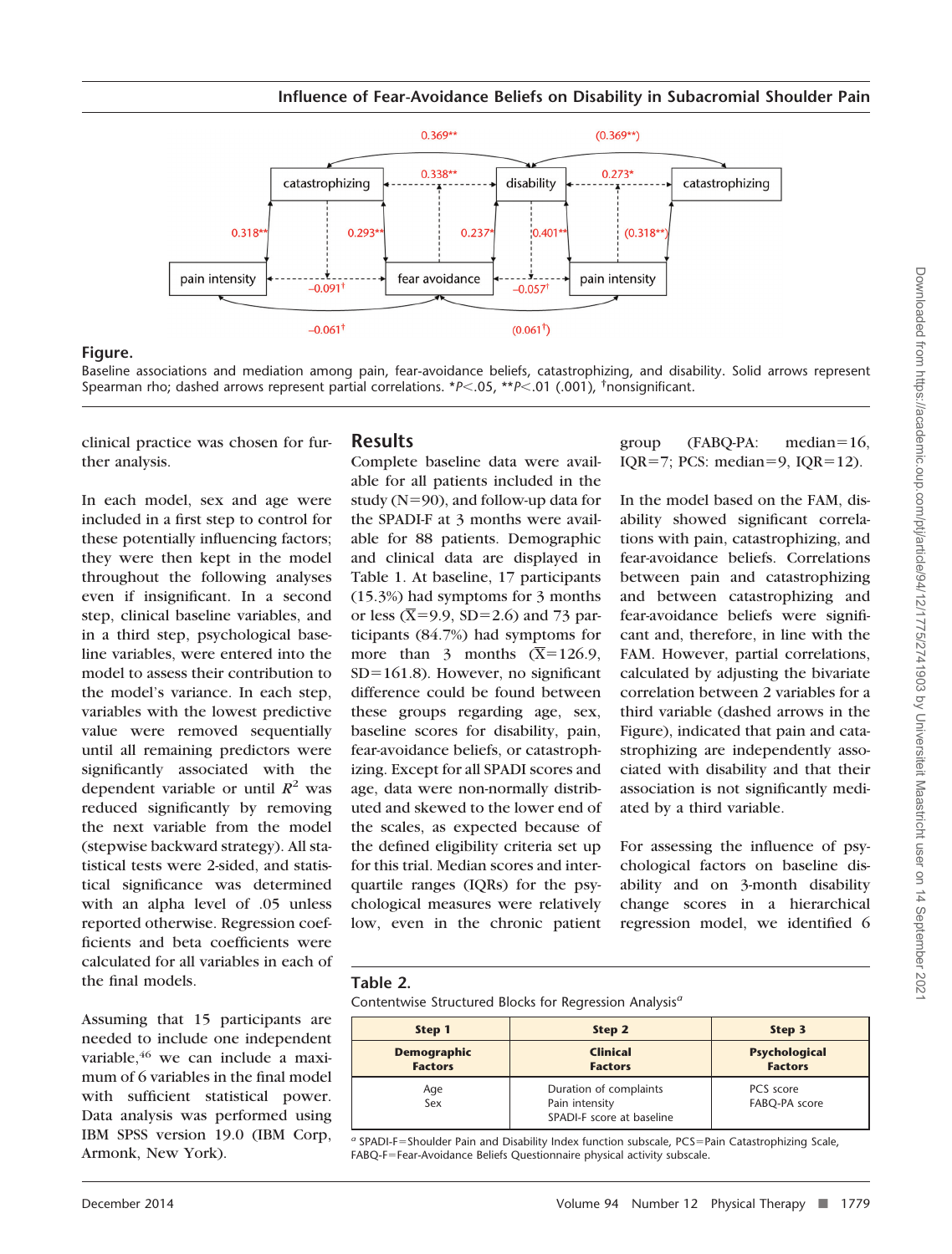**Figure.**
Baseline associations and mediation among pain, fear-avoidance beliefs, catastrophizing, and disability. Solid arrows represent Spearman rho; dashed arrows represent partial correlations. *$P<.05$, **$P<.01$ (.001), [†]nonsignificant.

clinical practice was chosen for further analysis.

In each model, sex and age were included in a first step to control for these potentially influencing factors; they were then kept in the model throughout the following analyses even if insignificant. In a second step, clinical baseline variables, and in a third step, psychological baseline variables, were entered into the model to assess their contribution to the model's variance. In each step, variables with the lowest predictive value were removed sequentially until all remaining predictors were significantly associated with the dependent variable or until $R^2$ was reduced significantly by removing the next variable from the model (stepwise backward strategy). All statistical tests were 2-sided, and statistical significance was determined with an alpha level of .05 unless reported otherwise. Regression coefficients and beta coefficients were calculated for all variables in each of the final models.

Assuming that 15 participants are needed to include one independent variable,[46] we can include a maximum of 6 variables in the final model with sufficient statistical power. Data analysis was performed using IBM SPSS version 19.0 (IBM Corp, Armonk, New York).

## Results

Complete baseline data were available for all patients included in the study (N=90), and follow-up data for the SPADI-F at 3 months were available for 88 patients. Demographic and clinical data are displayed in Table 1. At baseline, 17 participants (15.3%) had symptoms for 3 months or less ($\bar{X}=9.9$, SD=2.6) and 73 participants (84.7%) had symptoms for more than 3 months ($\bar{X}=126.9$, SD=161.8). However, no significant difference could be found between these groups regarding age, sex, baseline scores for disability, pain, fear-avoidance beliefs, or catastrophizing. Except for all SPADI scores and age, data were non-normally distributed and skewed to the lower end of the scales, as expected because of the defined eligibility criteria set up for this trial. Median scores and interquartile ranges (IQRs) for the psychological measures were relatively low, even in the chronic patient group (FABQ-PA: median=16, IQR=7; PCS: median=9, IQR=12).

In the model based on the FAM, disability showed significant correlations with pain, catastrophizing, and fear-avoidance beliefs. Correlations between pain and catastrophizing and between catastrophizing and fear-avoidance beliefs were significant and, therefore, in line with the FAM. However, partial correlations, calculated by adjusting the bivariate correlation between 2 variables for a third variable (dashed arrows in the Figure), indicated that pain and catastrophizing are independently associated with disability and that their association is not significantly mediated by a third variable.

For assessing the influence of psychological factors on baseline disability and on 3-month disability change scores in a hierarchical regression model, we identified 6

**Table 2.**
Contentwise Structured Blocks for Regression Analysis[a]

| Step 1 | Step 2 | Step 3 |
|---|---|---|
| **Demographic Factors** | **Clinical Factors** | **Psychological Factors** |
| Age<br>Sex | Duration of complaints<br>Pain intensity<br>SPADI-F score at baseline | PCS score<br>FABQ-PA score |

[a] SPADI-F=Shoulder Pain and Disability Index function subscale, PCS=Pain Catastrophizing Scale, FABQ-F=Fear-Avoidance Beliefs Questionnaire physical activity subscale.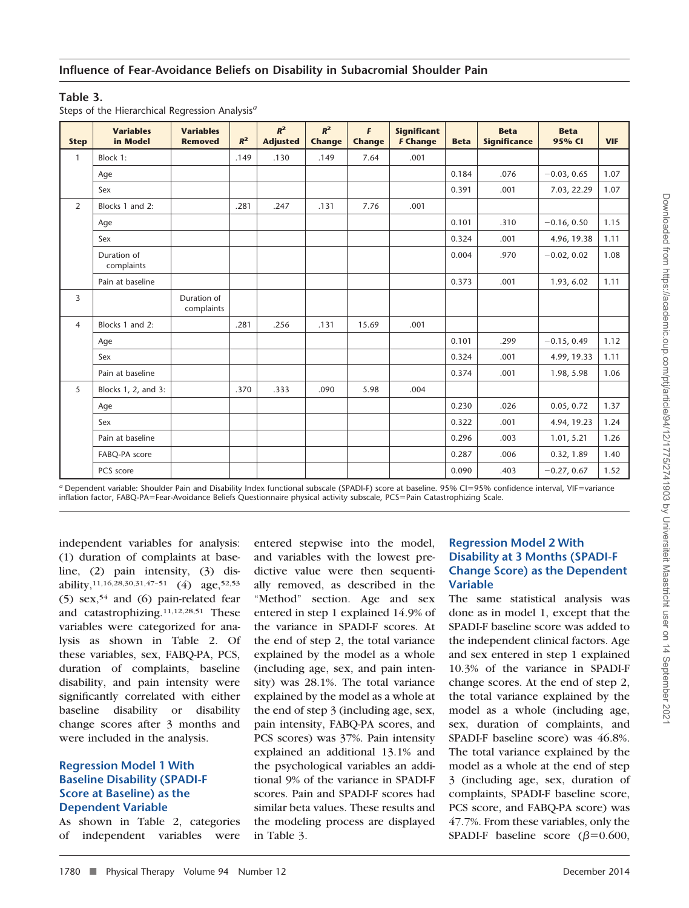## Table 3.

Steps of the Hierarchical Regression Analysis[a]

| Step | Variables in Model | Variables Removed | $R^2$ | $R^2$ Adjusted | $R^2$ Change | F Change | Significant F Change | Beta | Beta Significance | Beta 95% CI | VIF |
|---|---|---|---|---|---|---|---|---|---|---|---|
| 1 | Block 1: | | .149 | .130 | .149 | 7.64 | .001 | | | | |
| | Age | | | | | | | 0.184 | .076 | −0.03, 0.65 | 1.07 |
| | Sex | | | | | | | 0.391 | .001 | 7.03, 22.29 | 1.07 |
| 2 | Blocks 1 and 2: | | .281 | .247 | .131 | 7.76 | .001 | | | | |
| | Age | | | | | | | 0.101 | .310 | −0.16, 0.50 | 1.15 |
| | Sex | | | | | | | 0.324 | .001 | 4.96, 19.38 | 1.11 |
| | Duration of complaints | | | | | | | 0.004 | .970 | −0.02, 0.02 | 1.08 |
| | Pain at baseline | | | | | | | 0.373 | .001 | 1.93, 6.02 | 1.11 |
| 3 | | Duration of complaints | | | | | | | | | |
| 4 | Blocks 1 and 2: | | .281 | .256 | .131 | 15.69 | .001 | | | | |
| | Age | | | | | | | 0.101 | .299 | −0.15, 0.49 | 1.12 |
| | Sex | | | | | | | 0.324 | .001 | 4.99, 19.33 | 1.11 |
| | Pain at baseline | | | | | | | 0.374 | .001 | 1.98, 5.98 | 1.06 |
| 5 | Blocks 1, 2, and 3: | | .370 | .333 | .090 | 5.98 | .004 | | | | |
| | Age | | | | | | | 0.230 | .026 | 0.05, 0.72 | 1.37 |
| | Sex | | | | | | | 0.322 | .001 | 4.94, 19.23 | 1.24 |
| | Pain at baseline | | | | | | | 0.296 | .003 | 1.01, 5.21 | 1.26 |
| | FABQ-PA score | | | | | | | 0.287 | .006 | 0.32, 1.89 | 1.40 |
| | PCS score | | | | | | | 0.090 | .403 | −0.27, 0.67 | 1.52 |

[a] Dependent variable: Shoulder Pain and Disability Index functional subscale (SPADI-F) score at baseline. 95% CI=95% confidence interval, VIF=variance inflation factor, FABQ-PA=Fear-Avoidance Beliefs Questionnaire physical activity subscale, PCS=Pain Catastrophizing Scale.

independent variables for analysis: (1) duration of complaints at baseline, (2) pain intensity, (3) disability,[11,16,28,30,31,47–51] (4) age,[52,53] (5) sex,[54] and (6) pain-related fear and catastrophizing.[11,12,28,51] These variables were categorized for analysis as shown in Table 2. Of these variables, sex, FABQ-PA, PCS, duration of complaints, baseline disability, and pain intensity were significantly correlated with either baseline disability or disability change scores after 3 months and were included in the analysis.

### Regression Model 1 With Baseline Disability (SPADI-F Score at Baseline) as the Dependent Variable

As shown in Table 2, categories of independent variables were entered stepwise into the model, and variables with the lowest predictive value were then sequentially removed, as described in the "Method" section. Age and sex entered in step 1 explained 14.9% of the variance in SPADI-F scores. At the end of step 2, the total variance explained by the model as a whole (including age, sex, and pain intensity) was 28.1%. The total variance explained by the model as a whole at the end of step 3 (including age, sex, pain intensity, FABQ-PA scores, and PCS scores) was 37%. Pain intensity explained an additional 13.1% and the psychological variables an additional 9% of the variance in SPADI-F scores. Pain and SPADI-F scores had similar beta values. These results and the modeling process are displayed in Table 3.

### Regression Model 2 With Disability at 3 Months (SPADI-F Change Score) as the Dependent Variable

The same statistical analysis was done as in model 1, except that the SPADI-F baseline score was added to the independent clinical factors. Age and sex entered in step 1 explained 10.3% of the variance in SPADI-F change scores. At the end of step 2, the total variance explained by the model as a whole (including age, sex, duration of complaints, and SPADI-F baseline score) was 46.8%. The total variance explained by the model as a whole at the end of step 3 (including age, sex, duration of complaints, SPADI-F baseline score, PCS score, and FABQ-PA score) was 47.7%. From these variables, only the SPADI-F baseline score ($\beta$=0.600,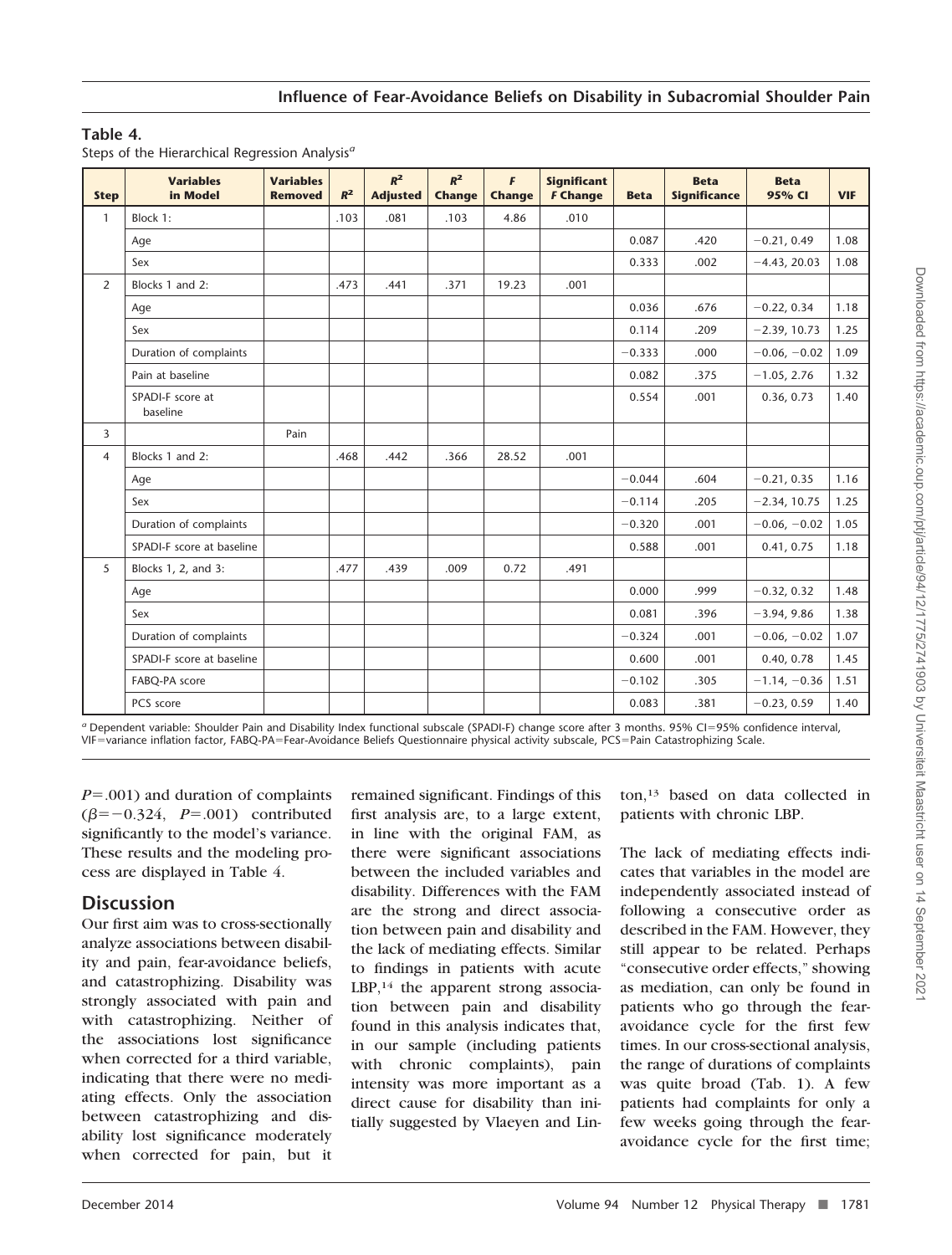**Table 4.**
Steps of the Hierarchical Regression Analysis[a]

| Step | Variables in Model | Variables Removed | $R^2$ | $R^2$ Adjusted | $R^2$ Change | $F$ Change | Significant $F$ Change | Beta | Beta Significance | Beta 95% CI | VIF |
|---|---|---|---|---|---|---|---|---|---|---|---|
| 1 | Block 1: | | .103 | .081 | .103 | 4.86 | .010 | | | | |
| | Age | | | | | | | 0.087 | .420 | −0.21, 0.49 | 1.08 |
| | Sex | | | | | | | 0.333 | .002 | −4.43, 20.03 | 1.08 |
| 2 | Blocks 1 and 2: | | .473 | .441 | .371 | 19.23 | .001 | | | | |
| | Age | | | | | | | 0.036 | .676 | −0.22, 0.34 | 1.18 |
| | Sex | | | | | | | 0.114 | .209 | −2.39, 10.73 | 1.25 |
| | Duration of complaints | | | | | | | −0.333 | .000 | −0.06, −0.02 | 1.09 |
| | Pain at baseline | | | | | | | 0.082 | .375 | −1.05, 2.76 | 1.32 |
| | SPADI-F score at baseline | | | | | | | 0.554 | .001 | 0.36, 0.73 | 1.40 |
| 3 | | Pain | | | | | | | | | |
| 4 | Blocks 1 and 2: | | .468 | .442 | .366 | 28.52 | .001 | | | | |
| | Age | | | | | | | −0.044 | .604 | −0.21, 0.35 | 1.16 |
| | Sex | | | | | | | −0.114 | .205 | −2.34, 10.75 | 1.25 |
| | Duration of complaints | | | | | | | −0.320 | .001 | −0.06, −0.02 | 1.05 |
| | SPADI-F score at baseline | | | | | | | 0.588 | .001 | 0.41, 0.75 | 1.18 |
| 5 | Blocks 1, 2, and 3: | | .477 | .439 | .009 | 0.72 | .491 | | | | |
| | Age | | | | | | | 0.000 | .999 | −0.32, 0.32 | 1.48 |
| | Sex | | | | | | | 0.081 | .396 | −3.94, 9.86 | 1.38 |
| | Duration of complaints | | | | | | | −0.324 | .001 | −0.06, −0.02 | 1.07 |
| | SPADI-F score at baseline | | | | | | | 0.600 | .001 | 0.40, 0.78 | 1.45 |
| | FABQ-PA score | | | | | | | −0.102 | .305 | −1.14, −0.36 | 1.51 |
| | PCS score | | | | | | | 0.083 | .381 | −0.23, 0.59 | 1.40 |

[a] Dependent variable: Shoulder Pain and Disability Index functional subscale (SPADI-F) change score after 3 months. 95% CI=95% confidence interval, VIF=variance inflation factor, FABQ-PA=Fear-Avoidance Beliefs Questionnaire physical activity subscale, PCS=Pain Catastrophizing Scale.

$P$=.001) and duration of complaints ($\beta$=−0.324, $P$=.001) contributed significantly to the model's variance. These results and the modeling process are displayed in Table 4.

## Discussion

Our first aim was to cross-sectionally analyze associations between disability and pain, fear-avoidance beliefs, and catastrophizing. Disability was strongly associated with pain and with catastrophizing. Neither of the associations lost significance when corrected for a third variable, indicating that there were no mediating effects. Only the association between catastrophizing and disability lost significance moderately when corrected for pain, but it remained significant. Findings of this first analysis are, to a large extent, in line with the original FAM, as there were significant associations between the included variables and disability. Differences with the FAM are the strong and direct association between pain and disability and the lack of mediating effects. Similar to findings in patients with acute LBP,[14] the apparent strong association between pain and disability found in this analysis indicates that, in our sample (including patients with chronic complaints), pain intensity was more important as a direct cause for disability than initially suggested by Vlaeyen and Linton,[13] based on data collected in patients with chronic LBP.

The lack of mediating effects indicates that variables in the model are independently associated instead of following a consecutive order as described in the FAM. However, they still appear to be related. Perhaps "consecutive order effects," showing as mediation, can only be found in patients who go through the fear-avoidance cycle for the first few times. In our cross-sectional analysis, the range of durations of complaints was quite broad (Tab. 1). A few patients had complaints for only a few weeks going through the fear-avoidance cycle for the first time;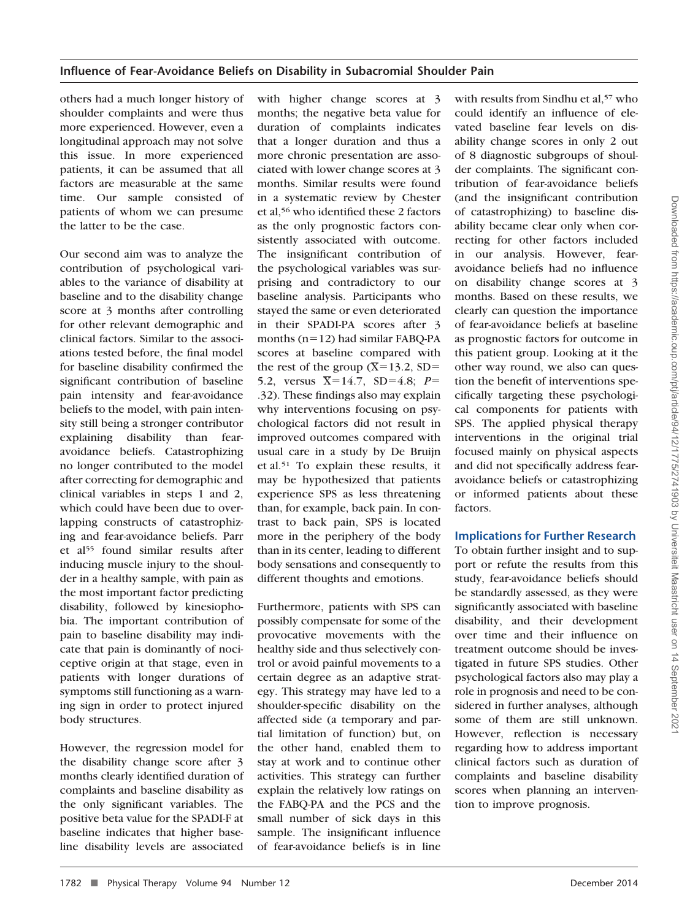others had a much longer history of shoulder complaints and were thus more experienced. However, even a longitudinal approach may not solve this issue. In more experienced patients, it can be assumed that all factors are measurable at the same time. Our sample consisted of patients of whom we can presume the latter to be the case.

Our second aim was to analyze the contribution of psychological variables to the variance of disability at baseline and to the disability change score at 3 months after controlling for other relevant demographic and clinical factors. Similar to the associations tested before, the final model for baseline disability confirmed the significant contribution of baseline pain intensity and fear-avoidance beliefs to the model, with pain intensity still being a stronger contributor explaining disability than fear-avoidance beliefs. Catastrophizing no longer contributed to the model after correcting for demographic and clinical variables in steps 1 and 2, which could have been due to overlapping constructs of catastrophizing and fear-avoidance beliefs. Parr et al[55] found similar results after inducing muscle injury to the shoulder in a healthy sample, with pain as the most important factor predicting disability, followed by kinesiophobia. The important contribution of pain to baseline disability may indicate that pain is dominantly of nociceptive origin at that stage, even in patients with longer durations of symptoms still functioning as a warning sign in order to protect injured body structures.

However, the regression model for the disability change score after 3 months clearly identified duration of complaints and baseline disability as the only significant variables. The positive beta value for the SPADI-F at baseline indicates that higher baseline disability levels are associated with higher change scores at 3 months; the negative beta value for duration of complaints indicates that a longer duration and thus a more chronic presentation are associated with lower change scores at 3 months. Similar results were found in a systematic review by Chester et al,[56] who identified these 2 factors as the only prognostic factors consistently associated with outcome. The insignificant contribution of the psychological variables was surprising and contradictory to our baseline analysis. Participants who stayed the same or even deteriorated in their SPADI-PA scores after 3 months ($n=12$) had similar FABQ-PA scores at baseline compared with the rest of the group ($\overline{X}=13.2$, $SD=5.2$, versus $\overline{X}=14.7$, $SD=4.8$; $P=.32$). These findings also may explain why interventions focusing on psychological factors did not result in improved outcomes compared with usual care in a study by De Bruijn et al.[51] To explain these results, it may be hypothesized that patients experience SPS as less threatening than, for example, back pain. In contrast to back pain, SPS is located more in the periphery of the body than in its center, leading to different body sensations and consequently to different thoughts and emotions.

Furthermore, patients with SPS can possibly compensate for some of the provocative movements with the healthy side and thus selectively control or avoid painful movements to a certain degree as an adaptive strategy. This strategy may have led to a shoulder-specific disability on the affected side (a temporary and partial limitation of function) but, on the other hand, enabled them to stay at work and to continue other activities. This strategy can further explain the relatively low ratings on the FABQ-PA and the PCS and the small number of sick days in this sample. The insignificant influence of fear-avoidance beliefs is in line with results from Sindhu et al,[57] who could identify an influence of elevated baseline fear levels on disability change scores in only 2 out of 8 diagnostic subgroups of shoulder complaints. The significant contribution of fear-avoidance beliefs (and the insignificant contribution of catastrophizing) to baseline disability became clear only when correcting for other factors included in our analysis. However, fear-avoidance beliefs had no influence on disability change scores at 3 months. Based on these results, we clearly can question the importance of fear-avoidance beliefs at baseline as prognostic factors for outcome in this patient group. Looking at it the other way round, we also can question the benefit of interventions specifically targeting these psychological components for patients with SPS. The applied physical therapy interventions in the original trial focused mainly on physical aspects and did not specifically address fear-avoidance beliefs or catastrophizing or informed patients about these factors.

### Implications for Further Research

To obtain further insight and to support or refute the results from this study, fear-avoidance beliefs should be standardly assessed, as they were significantly associated with baseline disability, and their development over time and their influence on treatment outcome should be investigated in future SPS studies. Other psychological factors also may play a role in prognosis and need to be considered in further analyses, although some of them are still unknown. However, reflection is necessary regarding how to address important clinical factors such as duration of complaints and baseline disability scores when planning an intervention to improve prognosis.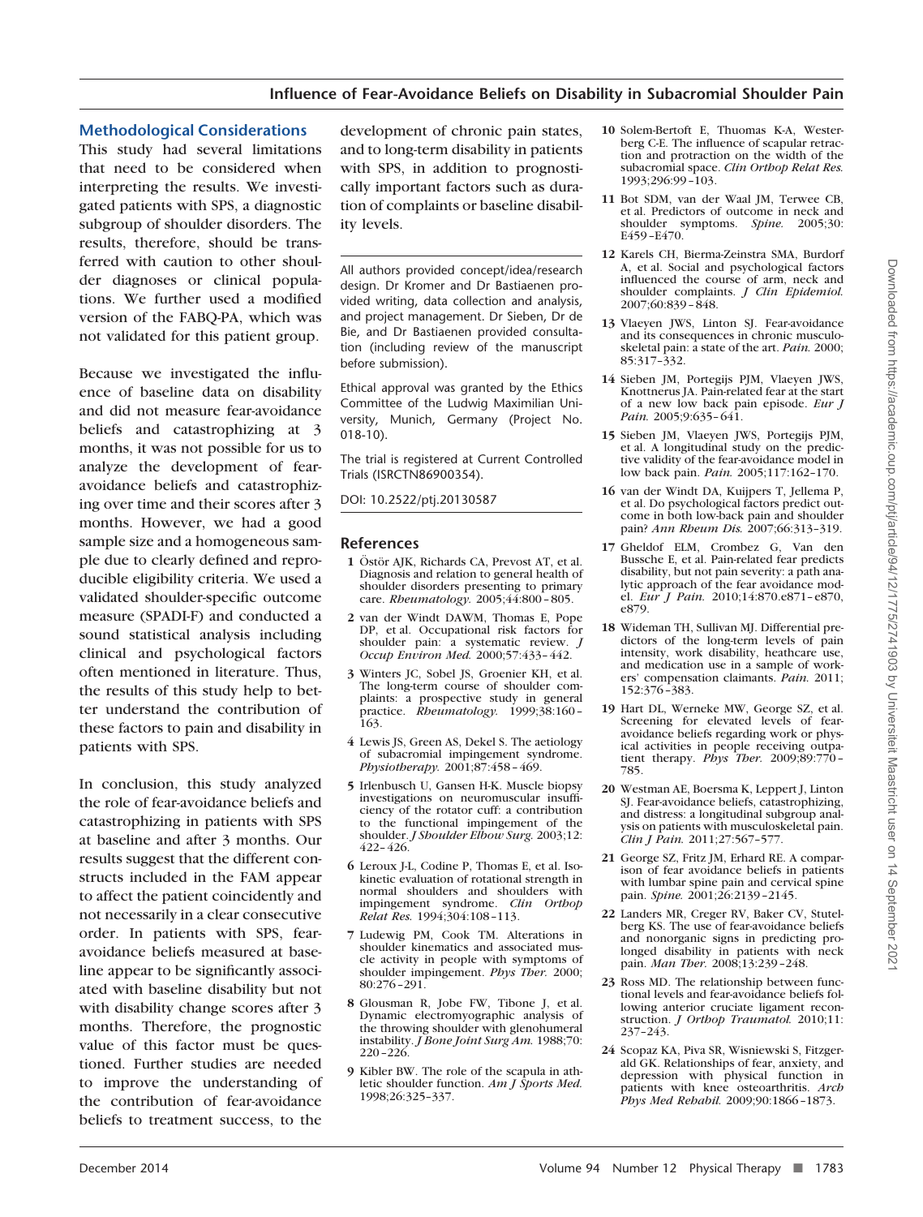## Methodological Considerations

This study had several limitations that need to be considered when interpreting the results. We investigated patients with SPS, a diagnostic subgroup of shoulder disorders. The results, therefore, should be transferred with caution to other shoulder diagnoses or clinical populations. We further used a modified version of the FABQ-PA, which was not validated for this patient group.

Because we investigated the influence of baseline data on disability and did not measure fear-avoidance beliefs and catastrophizing at 3 months, it was not possible for us to analyze the development of fear-avoidance beliefs and catastrophizing over time and their scores after 3 months. However, we had a good sample size and a homogeneous sample due to clearly defined and reproducible eligibility criteria. We used a validated shoulder-specific outcome measure (SPADI-F) and conducted a sound statistical analysis including clinical and psychological factors often mentioned in literature. Thus, the results of this study help to better understand the contribution of these factors to pain and disability in patients with SPS.

In conclusion, this study analyzed the role of fear-avoidance beliefs and catastrophizing in patients with SPS at baseline and after 3 months. Our results suggest that the different constructs included in the FAM appear to affect the patient coincidently and not necessarily in a clear consecutive order. In patients with SPS, fear-avoidance beliefs measured at baseline appear to be significantly associated with baseline disability but not with disability change scores after 3 months. Therefore, the prognostic value of this factor must be questioned. Further studies are needed to improve the understanding of the contribution of fear-avoidance beliefs to treatment success, to the development of chronic pain states, and to long-term disability in patients with SPS, in addition to prognostically important factors such as duration of complaints or baseline disability levels.

All authors provided concept/idea/research design. Dr Kromer and Dr Bastiaenen provided writing, data collection and analysis, and project management. Dr Sieben, Dr de Bie, and Dr Bastiaenen provided consultation (including review of the manuscript before submission).

Ethical approval was granted by the Ethics Committee of the Ludwig Maximilian University, Munich, Germany (Project No. 018-10).

The trial is registered at Current Controlled Trials (ISRCTN86900354).

DOI: 10.2522/ptj.20130587

## References

1. Östör AJK, Richards CA, Prevost AT, et al. Diagnosis and relation to general health of shoulder disorders presenting to primary care. *Rheumatology.* 2005;44:800–805.
2. van der Windt DAWM, Thomas E, Pope DP, et al. Occupational risk factors for shoulder pain: a systematic review. *J Occup Environ Med.* 2000;57:433–442.
3. Winters JC, Sobel JS, Groenier KH, et al. The long-term course of shoulder complaints: a prospective study in general practice. *Rheumatology.* 1999;38:160–163.
4. Lewis JS, Green AS, Dekel S. The aetiology of subacromial impingement syndrome. *Physiotherapy.* 2001;87:458–469.
5. Irlenbusch U, Gansen H-K. Muscle biopsy investigations on neuromuscular insufficiency of the rotator cuff: a contribution to the functional impingement of the shoulder. *J Shoulder Elbow Surg.* 2003;12:422–426.
6. Leroux J-L, Codine P, Thomas E, et al. Isokinetic evaluation of rotational strength in normal shoulders and shoulders with impingement syndrome. *Clin Orthop Relat Res.* 1994;304:108–113.
7. Ludewig PM, Cook TM. Alterations in shoulder kinematics and associated muscle activity in people with symptoms of shoulder impingement. *Phys Ther.* 2000;80:276–291.
8. Glousman R, Jobe FW, Tibone J, et al. Dynamic electromyographic analysis of the throwing shoulder with glenohumeral instability. *J Bone Joint Surg Am.* 1988;70:220–226.
9. Kibler BW. The role of the scapula in athletic shoulder function. *Am J Sports Med.* 1998;26:325–337.
10. Solem-Bertoft E, Thuomas K-A, Westerberg C-E. The influence of scapular retraction and protraction on the width of the subacromial space. *Clin Orthop Relat Res.* 1993;296:99–103.
11. Bot SDM, van der Waal JM, Terwee CB, et al. Predictors of outcome in neck and shoulder symptoms. *Spine.* 2005;30:E459–E470.
12. Karels CH, Bierma-Zeinstra SMA, Burdorf A, et al. Social and psychological factors influenced the course of arm, neck and shoulder complaints. *J Clin Epidemiol.* 2007;60:839–848.
13. Vlaeyen JWS, Linton SJ. Fear-avoidance and its consequences in chronic musculoskeletal pain: a state of the art. *Pain.* 2000;85:317–332.
14. Sieben JM, Portegijs PJM, Vlaeyen JWS, Knottnerus JA. Pain-related fear at the start of a new low back pain episode. *Eur J Pain.* 2005;9:635–641.
15. Sieben JM, Vlaeyen JWS, Portegijs PJM, et al. A longitudinal study on the predictive validity of the fear-avoidance model in low back pain. *Pain.* 2005;117:162–170.
16. van der Windt DA, Kuijpers T, Jellema P, et al. Do psychological factors predict outcome in both low-back pain and shoulder pain? *Ann Rheum Dis.* 2007;66:313–319.
17. Gheldof ELM, Crombez G, Van den Bussche E, et al. Pain-related fear predicts disability, but not pain severity: a path analytic approach of the fear avoidance model. *Eur J Pain.* 2010;14:870.e871–e870, e879.
18. Wideman TH, Sullivan MJ. Differential predictors of the long-term levels of pain intensity, work disability, heathcare use, and medication use in a sample of workers' compensation claimants. *Pain.* 2011;152:376–383.
19. Hart DL, Werneke MW, George SZ, et al. Screening for elevated levels of fear-avoidance beliefs regarding work or physical activities in people receiving outpatient therapy. *Phys Ther.* 2009;89:770–785.
20. Westman AE, Boersma K, Leppert J, Linton SJ. Fear-avoidance beliefs, catastrophizing, and distress: a longitudinal subgroup analysis on patients with musculoskeletal pain. *Clin J Pain.* 2011;27:567–577.
21. George SZ, Fritz JM, Erhard RE. A comparison of fear avoidance beliefs in patients with lumbar spine pain and cervical spine pain. *Spine.* 2001;26:2139–2145.
22. Landers MR, Creger RV, Baker CV, Stutelberg KS. The use of fear-avoidance beliefs and nonorganic signs in predicting prolonged disability in patients with neck pain. *Man Ther.* 2008;13:239–248.
23. Ross MD. The relationship between functional levels and fear-avoidance beliefs following anterior cruciate ligament reconstruction. *J Orthop Traumatol.* 2010;11:237–243.
24. Scopaz KA, Piva SR, Wisniewski S, Fitzgerald GK. Relationships of fear, anxiety, and depression with physical function in patients with knee osteoarthritis. *Arch Phys Med Rehabil.* 2009;90:1866–1873.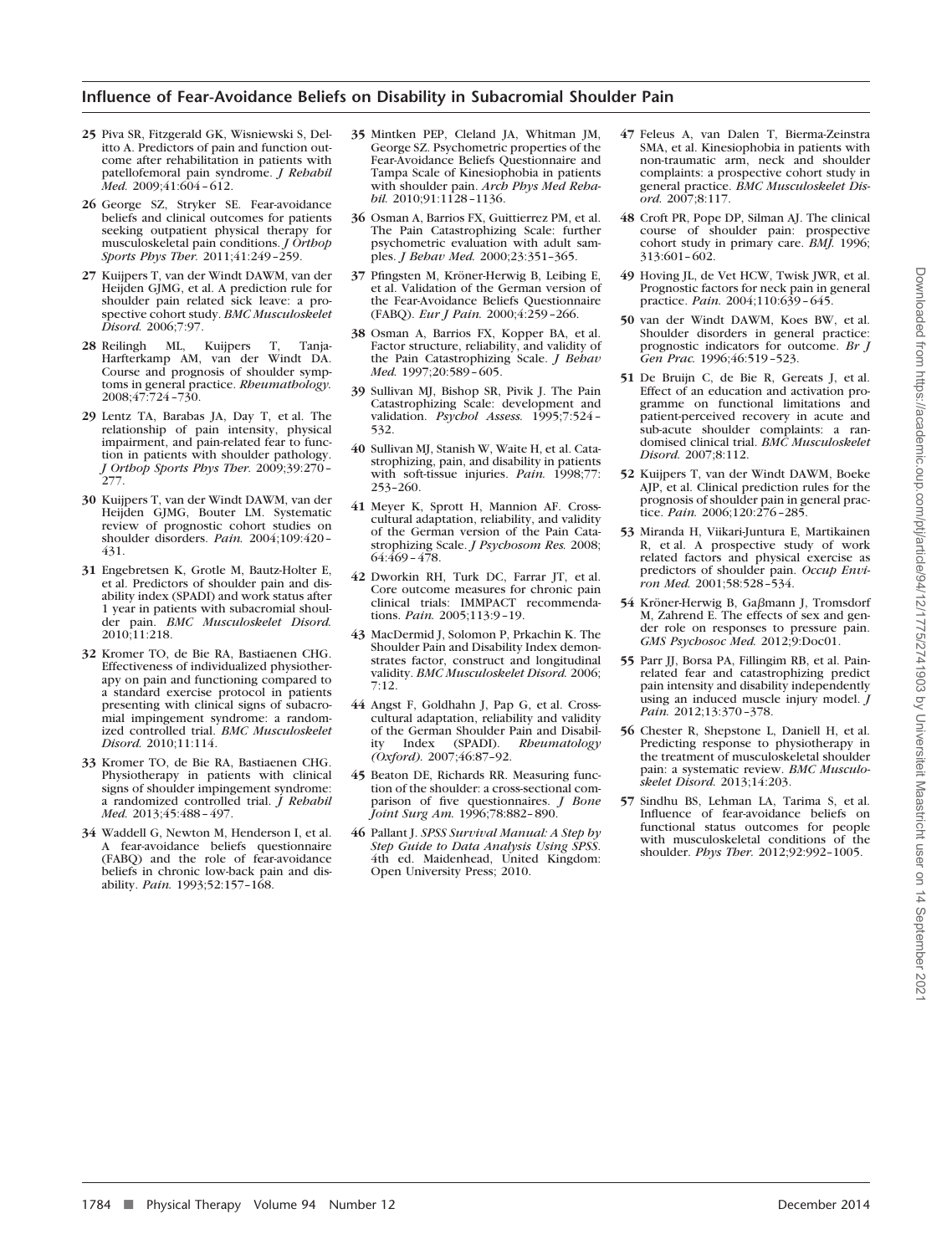25 Piva SR, Fitzgerald GK, Wisniewski S, Delitto A. Predictors of pain and function outcome after rehabilitation in patients with patellofemoral pain syndrome. *J Rehabil Med.* 2009;41:604–612.

26 George SZ, Stryker SE. Fear-avoidance beliefs and clinical outcomes for patients seeking outpatient physical therapy for musculoskeletal pain conditions. *J Orthop Sports Phys Ther.* 2011;41:249–259.

27 Kuijpers T, van der Windt DAWM, van der Heijden GJMG, et al. A prediction rule for shoulder pain related sick leave: a prospective cohort study. *BMC Musculoskelet Disord.* 2006;7:97.

28 Reilingh ML, Kuijpers T, Tanja-Harfterkamp AM, van der Windt DA. Course and prognosis of shoulder symptoms in general practice. *Rheumathology.* 2008;47:724–730.

29 Lentz TA, Barabas JA, Day T, et al. The relationship of pain intensity, physical impairment, and pain-related fear to function in patients with shoulder pathology. *J Orthop Sports Phys Ther.* 2009;39:270–277.

30 Kuijpers T, van der Windt DAWM, van der Heijden GJMG, Bouter LM. Systematic review of prognostic cohort studies on shoulder disorders. *Pain.* 2004;109:420–431.

31 Engebretsen K, Grotle M, Bautz-Holter E, et al. Predictors of shoulder pain and disability index (SPADI) and work status after 1 year in patients with subacromial shoulder pain. *BMC Musculoskelet Disord.* 2010;11:218.

32 Kromer TO, de Bie RA, Bastiaenen CHG. Effectiveness of individualized physiotherapy on pain and functioning compared to a standard exercise protocol in patients presenting with clinical signs of subacromial impingement syndrome: a randomized controlled trial. *BMC Musculoskelet Disord.* 2010;11:114.

33 Kromer TO, de Bie RA, Bastiaenen CHG. Physiotherapy in patients with clinical signs of shoulder impingement syndrome: a randomized controlled trial. *J Rehabil Med.* 2013;45:488–497.

34 Waddell G, Newton M, Henderson I, et al. A fear-avoidance beliefs questionnaire (FABQ) and the role of fear-avoidance beliefs in chronic low-back pain and disability. *Pain.* 1993;52:157–168.

35 Mintken PEP, Cleland JA, Whitman JM, George SZ. Psychometric properties of the Fear-Avoidance Beliefs Questionnaire and Tampa Scale of Kinesiophobia in patients with shoulder pain. *Arch Phys Med Rehabil.* 2010;91:1128–1136.

36 Osman A, Barrios FX, Guittierrez PM, et al. The Pain Catastrophizing Scale: further psychometric evaluation with adult samples. *J Behav Med.* 2000;23:351–365.

37 Pfingsten M, Kröner-Herwig B, Leibing E, et al. Validation of the German version of the Fear-Avoidance Beliefs Questionnaire (FABQ). *Eur J Pain.* 2000;4:259–266.

38 Osman A, Barrios FX, Kopper BA, et al. Factor structure, reliability, and validity of the Pain Catastrophizing Scale. *J Behav Med.* 1997;20:589–605.

39 Sullivan MJ, Bishop SR, Pivik J. The Pain Catastrophizing Scale: development and validation. *Psychol Assess.* 1995;7:524–532.

40 Sullivan MJ, Stanish W, Waite H, et al. Catastrophizing, pain, and disability in patients with soft-tissue injuries. *Pain.* 1998;77:253–260.

41 Meyer K, Sprott H, Mannion AF. Cross-cultural adaptation, reliability, and validity of the German version of the Pain Catastrophizing Scale. *J Psychosom Res.* 2008;64:469–478.

42 Dworkin RH, Turk DC, Farrar JT, et al. Core outcome measures for chronic pain clinical trials: IMMPACT recommendations. *Pain.* 2005;113:9–19.

43 MacDermid J, Solomon P, Prkachin K. The Shoulder Pain and Disability Index demonstrates factor, construct and longitudinal validity. *BMC Musculoskelet Disord.* 2006;7:12.

44 Angst F, Goldhahn J, Pap G, et al. Cross-cultural adaptation, reliability and validity of the German Shoulder Pain and Disability Index (SPADI). *Rheumatology (Oxford).* 2007;46:87–92.

45 Beaton DE, Richards RR. Measuring function of the shoulder: a cross-sectional comparison of five questionnaires. *J Bone Joint Surg Am.* 1996;78:882–890.

46 Pallant J. *SPSS Survival Manual: A Step by Step Guide to Data Analysis Using SPSS.* 4th ed. Maidenhead, United Kingdom: Open University Press; 2010.

47 Feleus A, van Dalen T, Bierma-Zeinstra SMA, et al. Kinesiophobia in patients with non-traumatic arm, neck and shoulder complaints: a prospective cohort study in general practice. *BMC Musculoskelet Disord.* 2007;8:117.

48 Croft PR, Pope DP, Silman AJ. The clinical course of shoulder pain: prospective cohort study in primary care. *BMJ.* 1996;313:601–602.

49 Hoving JL, de Vet HCW, Twisk JWR, et al. Prognostic factors for neck pain in general practice. *Pain.* 2004;110:639–645.

50 van der Windt DAWM, Koes BW, et al. Shoulder disorders in general practice: prognostic indicators for outcome. *Br J Gen Prac.* 1996;46:519–523.

51 De Bruijn C, de Bie R, Gereats J, et al. Effect of an education and activation programme on functional limitations and patient-perceived recovery in acute and sub-acute shoulder complaints: a randomised clinical trial. *BMC Musculoskelet Disord.* 2007;8:112.

52 Kuijpers T, van der Windt DAWM, Boeke AJP, et al. Clinical prediction rules for the prognosis of shoulder pain in general practice. *Pain.* 2006;120:276–285.

53 Miranda H, Viikari-Juntura E, Martikainen R, et al. A prospective study of work related factors and physical exercise as predictors of shoulder pain. *Occup Environ Med.* 2001;58:528–534.

54 Kröner-Herwig B, Gaβmann J, Tromsdorf M, Zahrend E. The effects of sex and gender role on responses to pressure pain. *GMS Psychosoc Med.* 2012;9:Doc01.

55 Parr JJ, Borsa PA, Fillingim RB, et al. Pain-related fear and catastrophizing predict pain intensity and disability independently using an induced muscle injury model. *J Pain.* 2012;13:370–378.

56 Chester R, Shepstone L, Daniell H, et al. Predicting response to physiotherapy in the treatment of musculoskeletal shoulder pain: a systematic review. *BMC Musculoskelet Disord.* 2013;14:203.

57 Sindhu BS, Lehman LA, Tarima S, et al. Influence of fear-avoidance beliefs on functional status outcomes for people with musculoskeletal conditions of the shoulder. *Phys Ther.* 2012;92:992–1005.